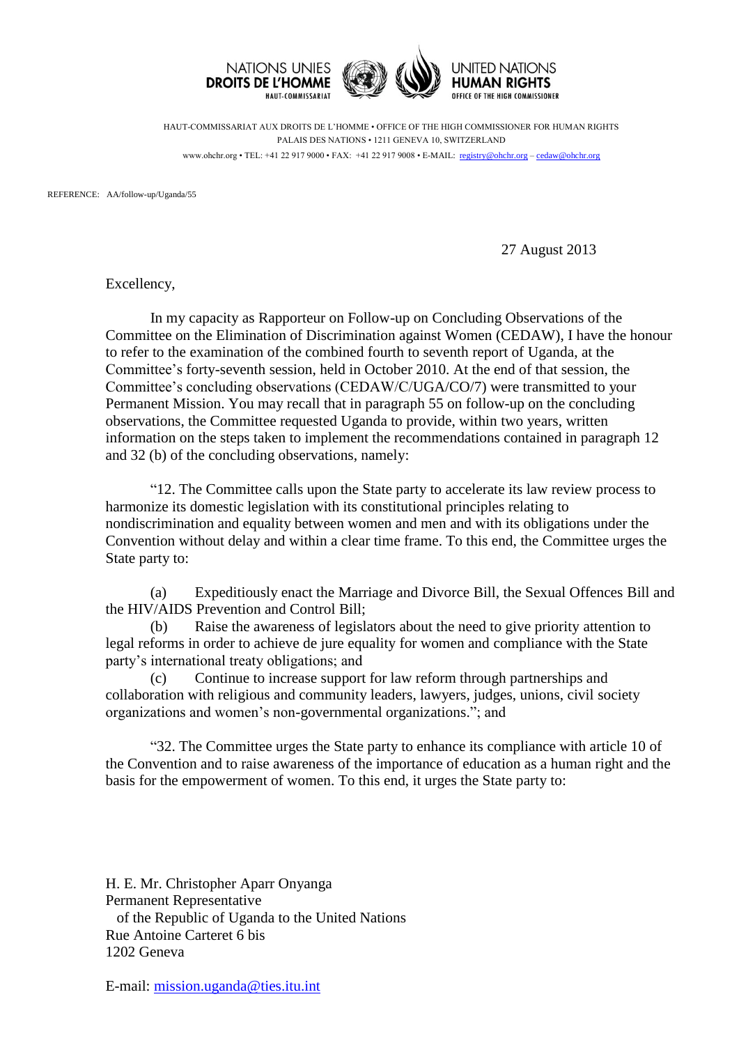NATIONS UNIES
**DROITS DE L'HOMME**
HAUT-COMMISSARIAT

UNITED NATIONS
**HUMAN RIGHTS**
OFFICE OF THE HIGH COMMISSIONER

HAUT-COMMISSARIAT AUX DROITS DE L'HOMME • OFFICE OF THE HIGH COMMISSIONER FOR HUMAN RIGHTS
PALAIS DES NATIONS • 1211 GENEVA 10, SWITZERLAND
www.ohchr.org • TEL: +41 22 917 9000 • FAX: +41 22 917 9008 • E-MAIL: registry@ohchr.org – cedaw@ohchr.org

REFERENCE: AA/follow-up/Uganda/55

27 August 2013

Excellency,

In my capacity as Rapporteur on Follow-up on Concluding Observations of the Committee on the Elimination of Discrimination against Women (CEDAW), I have the honour to refer to the examination of the combined fourth to seventh report of Uganda, at the Committee's forty-seventh session, held in October 2010. At the end of that session, the Committee's concluding observations (CEDAW/C/UGA/CO/7) were transmitted to your Permanent Mission. You may recall that in paragraph 55 on follow-up on the concluding observations, the Committee requested Uganda to provide, within two years, written information on the steps taken to implement the recommendations contained in paragraph 12 and 32 (b) of the concluding observations, namely:

"12. The Committee calls upon the State party to accelerate its law review process to harmonize its domestic legislation with its constitutional principles relating to nondiscrimination and equality between women and men and with its obligations under the Convention without delay and within a clear time frame. To this end, the Committee urges the State party to:

(a) Expeditiously enact the Marriage and Divorce Bill, the Sexual Offences Bill and the HIV/AIDS Prevention and Control Bill;
(b) Raise the awareness of legislators about the need to give priority attention to legal reforms in order to achieve de jure equality for women and compliance with the State party's international treaty obligations; and
(c) Continue to increase support for law reform through partnerships and collaboration with religious and community leaders, lawyers, judges, unions, civil society organizations and women's non-governmental organizations."; and

"32. The Committee urges the State party to enhance its compliance with article 10 of the Convention and to raise awareness of the importance of education as a human right and the basis for the empowerment of women. To this end, it urges the State party to:

H. E. Mr. Christopher Aparr Onyanga
Permanent Representative
of the Republic of Uganda to the United Nations
Rue Antoine Carteret 6 bis
1202 Geneva

E-mail: mission.uganda@ties.itu.int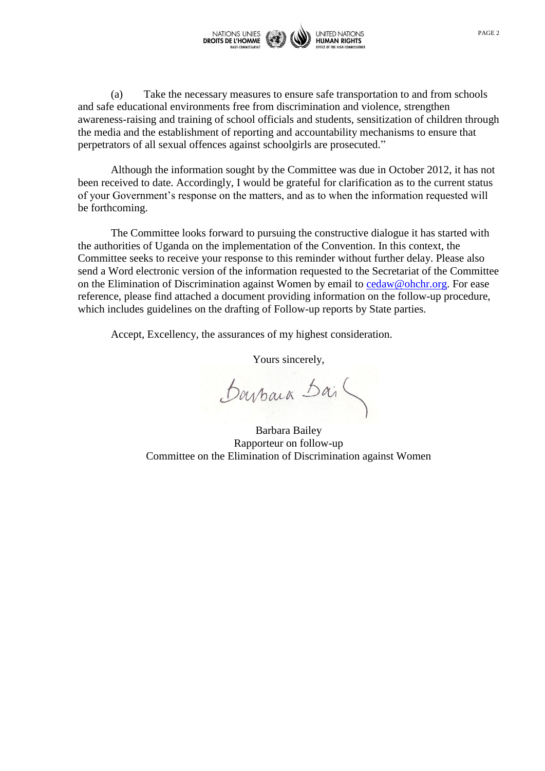(a) Take the necessary measures to ensure safe transportation to and from schools and safe educational environments free from discrimination and violence, strengthen awareness-raising and training of school officials and students, sensitization of children through the media and the establishment of reporting and accountability mechanisms to ensure that perpetrators of all sexual offences against schoolgirls are prosecuted."

Although the information sought by the Committee was due in October 2012, it has not been received to date. Accordingly, I would be grateful for clarification as to the current status of your Government's response on the matters, and as to when the information requested will be forthcoming.

The Committee looks forward to pursuing the constructive dialogue it has started with the authorities of Uganda on the implementation of the Convention. In this context, the Committee seeks to receive your response to this reminder without further delay. Please also send a Word electronic version of the information requested to the Secretariat of the Committee on the Elimination of Discrimination against Women by email to cedaw@ohchr.org. For ease reference, please find attached a document providing information on the follow-up procedure, which includes guidelines on the drafting of Follow-up reports by State parties.

Accept, Excellency, the assurances of my highest consideration.

Yours sincerely,

Barbara Bailey
Rapporteur on follow-up
Committee on the Elimination of Discrimination against Women